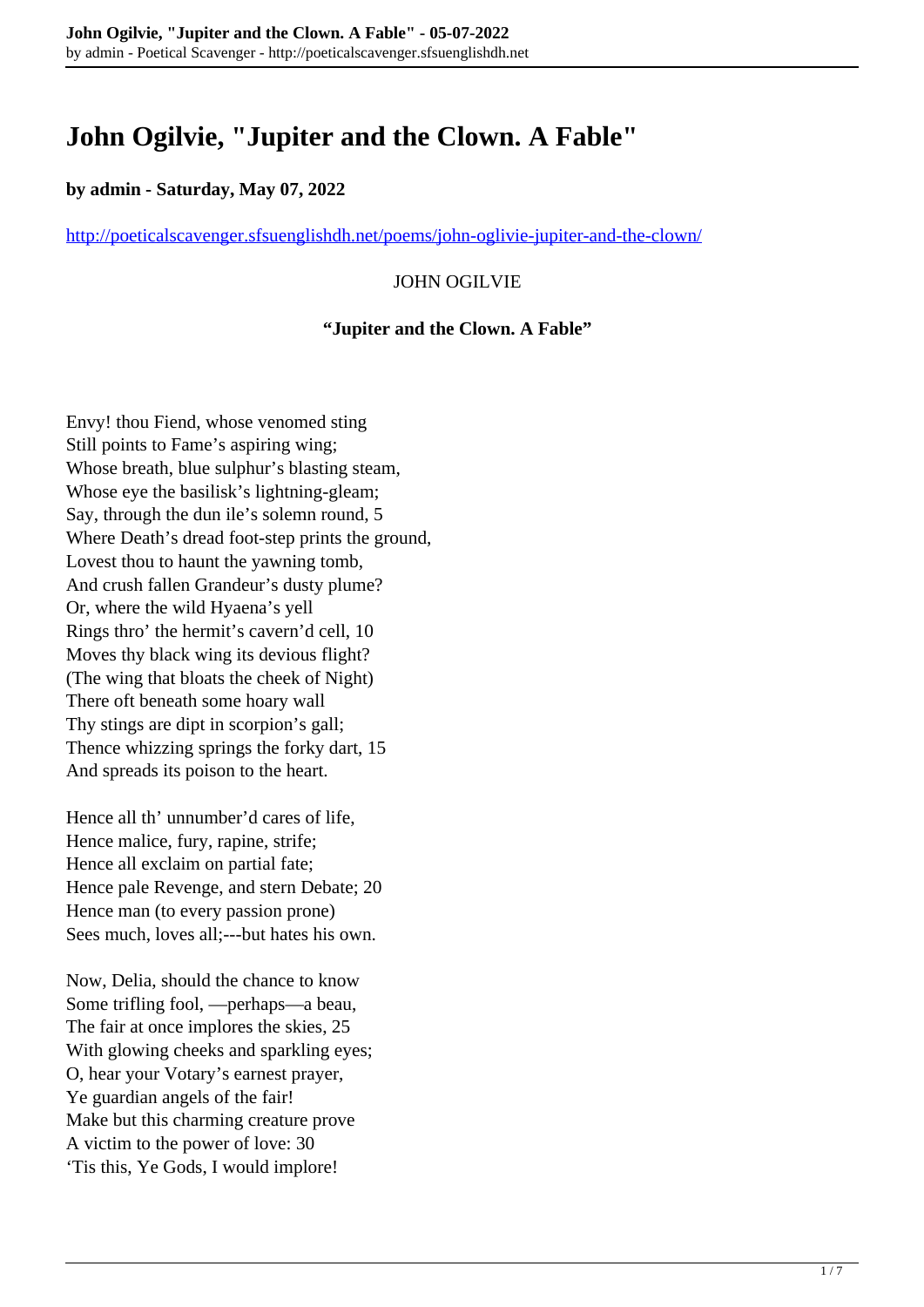# John Ogilvie, "Jupiter and the Clown. A Fable"

**by admin - Saturday, May 07, 2022**

http://poeticalscavenger.sfsuenglishdh.net/poems/john-oglivie-jupiter-and-the-clown/

JOHN OGILVIE

**"Jupiter and the Clown. A Fable"**

Envy! thou Fiend, whose venomed sting
Still points to Fame's aspiring wing;
Whose breath, blue sulphur's blasting steam,
Whose eye the basilisk's lightning-gleam;
Say, through the dun ile's solemn round, 5
Where Death's dread foot-step prints the ground,
Lovest thou to haunt the yawning tomb,
And crush fallen Grandeur's dusty plume?
Or, where the wild Hyaena's yell
Rings thro' the hermit's cavern'd cell, 10
Moves thy black wing its devious flight?
(The wing that bloats the cheek of Night)
There oft beneath some hoary wall
Thy stings are dipt in scorpion's gall;
Thence whizzing springs the forky dart, 15
And spreads its poison to the heart.

Hence all th' unnumber'd cares of life,
Hence malice, fury, rapine, strife;
Hence all exclaim on partial fate;
Hence pale Revenge, and stern Debate; 20
Hence man (to every passion prone)
Sees much, loves all;---but hates his own.

Now, Delia, should the chance to know
Some trifling fool, —perhaps—a beau,
The fair at once implores the skies, 25
With glowing cheeks and sparkling eyes;
O, hear your Votary's earnest prayer,
Ye guardian angels of the fair!
Make but this charming creature prove
A victim to the power of love: 30
'Tis this, Ye Gods, I would implore!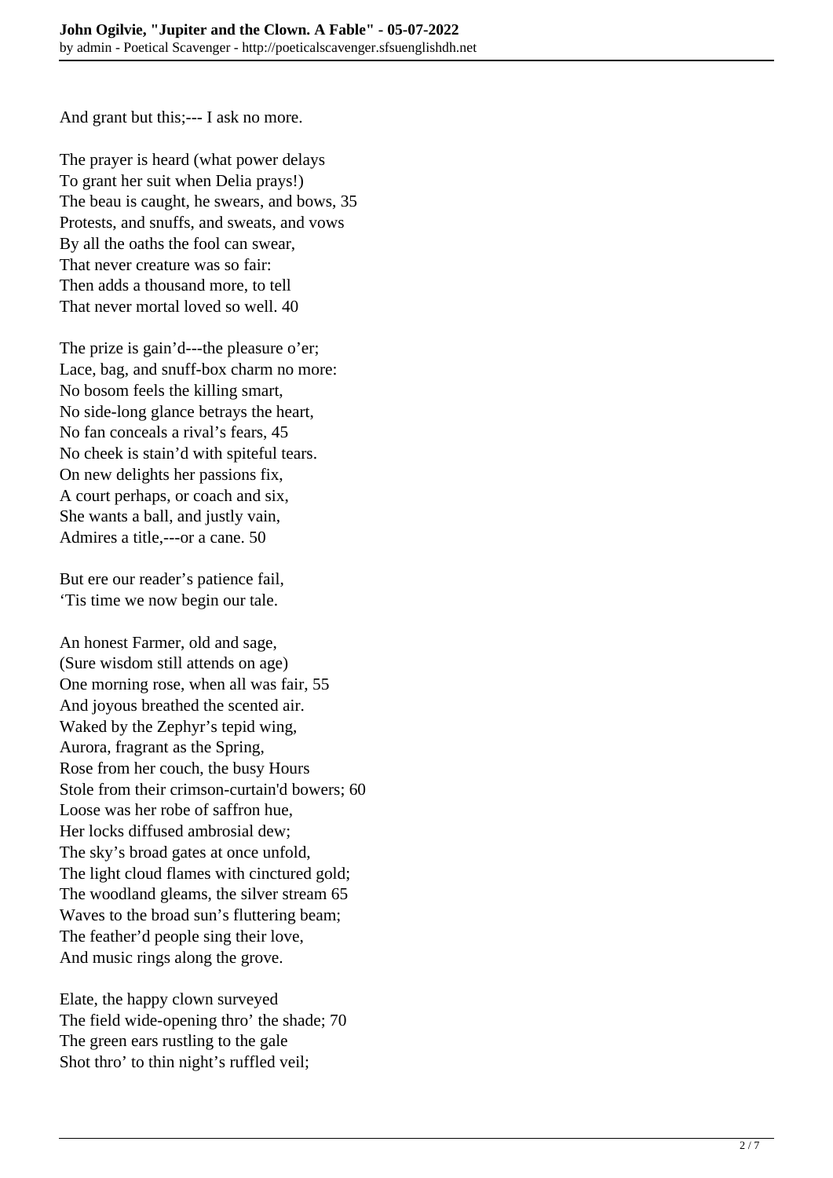And grant but this;--- I ask no more.

The prayer is heard (what power delays  
To grant her suit when Delia prays!)  
The beau is caught, he swears, and bows, 35  
Protests, and snuffs, and sweats, and vows  
By all the oaths the fool can swear,  
That never creature was so fair:  
Then adds a thousand more, to tell  
That never mortal loved so well. 40

The prize is gain'd---the pleasure o'er;  
Lace, bag, and snuff-box charm no more:  
No bosom feels the killing smart,  
No side-long glance betrays the heart,  
No fan conceals a rival's fears, 45  
No cheek is stain'd with spiteful tears.  
On new delights her passions fix,  
A court perhaps, or coach and six,  
She wants a ball, and justly vain,  
Admires a title,---or a cane. 50

But ere our reader's patience fail,  
'Tis time we now begin our tale.

An honest Farmer, old and sage,  
(Sure wisdom still attends on age)  
One morning rose, when all was fair, 55  
And joyous breathed the scented air.  
Waked by the Zephyr's tepid wing,  
Aurora, fragrant as the Spring,  
Rose from her couch, the busy Hours  
Stole from their crimson-curtain'd bowers; 60  
Loose was her robe of saffron hue,  
Her locks diffused ambrosial dew;  
The sky's broad gates at once unfold,  
The light cloud flames with cinctured gold;  
The woodland gleams, the silver stream 65  
Waves to the broad sun's fluttering beam;  
The feather'd people sing their love,  
And music rings along the grove.

Elate, the happy clown surveyed  
The field wide-opening thro' the shade; 70  
The green ears rustling to the gale  
Shot thro' to thin night's ruffled veil;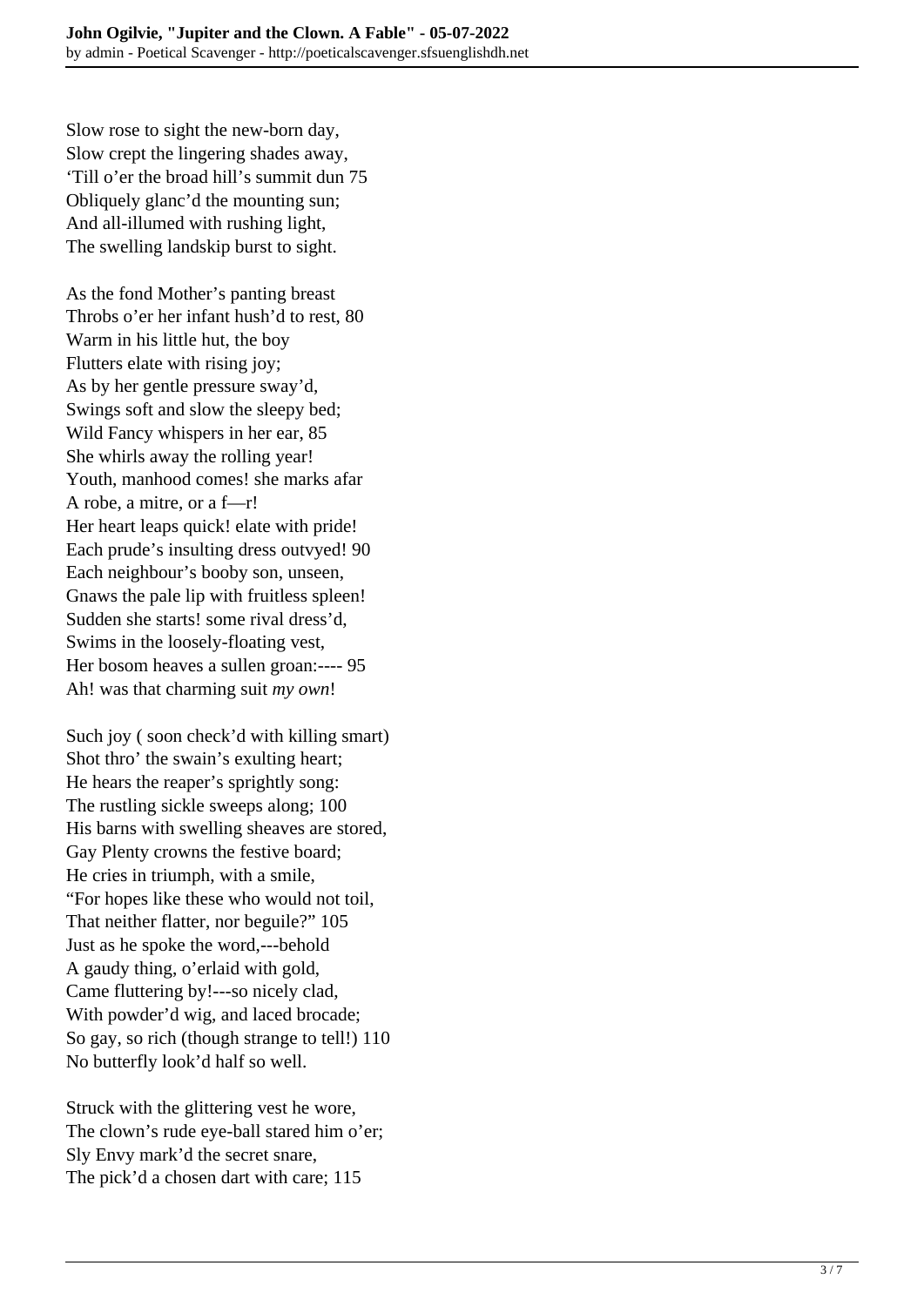Slow rose to sight the new-born day,
Slow crept the lingering shades away,
'Till o'er the broad hill's summit dun 75
Obliquely glanc'd the mounting sun;
And all-illumed with rushing light,
The swelling landskip burst to sight.

As the fond Mother's panting breast
Throbs o'er her infant hush'd to rest, 80
Warm in his little hut, the boy
Flutters elate with rising joy;
As by her gentle pressure sway'd,
Swings soft and slow the sleepy bed;
Wild Fancy whispers in her ear, 85
She whirls away the rolling year!
Youth, manhood comes! she marks afar
A robe, a mitre, or a f—r!
Her heart leaps quick! elate with pride!
Each prude's insulting dress outvyed! 90
Each neighbour's booby son, unseen,
Gnaws the pale lip with fruitless spleen!
Sudden she starts! some rival dress'd,
Swims in the loosely-floating vest,
Her bosom heaves a sullen groan:---- 95
Ah! was that charming suit *my own*!

Such joy ( soon check'd with killing smart)
Shot thro' the swain's exulting heart;
He hears the reaper's sprightly song:
The rustling sickle sweeps along; 100
His barns with swelling sheaves are stored,
Gay Plenty crowns the festive board;
He cries in triumph, with a smile,
"For hopes like these who would not toil,
That neither flatter, nor beguile?" 105
Just as he spoke the word,---behold
A gaudy thing, o'erlaid with gold,
Came fluttering by!---so nicely clad,
With powder'd wig, and laced brocade;
So gay, so rich (though strange to tell!) 110
No butterfly look'd half so well.

Struck with the glittering vest he wore,
The clown's rude eye-ball stared him o'er;
Sly Envy mark'd the secret snare,
The pick'd a chosen dart with care; 115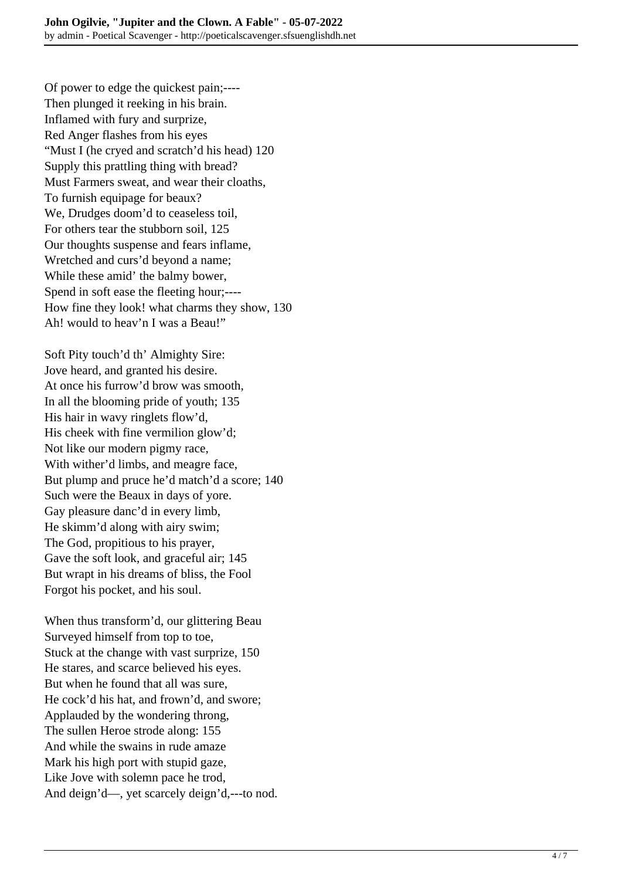Of power to edge the quickest pain;----
Then plunged it reeking in his brain.
Inflamed with fury and surprize,
Red Anger flashes from his eyes
"Must I (he cryed and scratch'd his head) 120
Supply this prattling thing with bread?
Must Farmers sweat, and wear their cloaths,
To furnish equipage for beaux?
We, Drudges doom'd to ceaseless toil,
For others tear the stubborn soil, 125
Our thoughts suspense and fears inflame,
Wretched and curs'd beyond a name;
While these amid' the balmy bower,
Spend in soft ease the fleeting hour;----
How fine they look! what charms they show, 130
Ah! would to heav'n I was a Beau!"

Soft Pity touch'd th' Almighty Sire:
Jove heard, and granted his desire.
At once his furrow'd brow was smooth,
In all the blooming pride of youth; 135
His hair in wavy ringlets flow'd,
His cheek with fine vermilion glow'd;
Not like our modern pigmy race,
With wither'd limbs, and meagre face,
But plump and pruce he'd match'd a score; 140
Such were the Beaux in days of yore.
Gay pleasure danc'd in every limb,
He skimm'd along with airy swim;
The God, propitious to his prayer,
Gave the soft look, and graceful air; 145
But wrapt in his dreams of bliss, the Fool
Forgot his pocket, and his soul.

When thus transform'd, our glittering Beau
Surveyed himself from top to toe,
Stuck at the change with vast surprize, 150
He stares, and scarce believed his eyes.
But when he found that all was sure,
He cock'd his hat, and frown'd, and swore;
Applauded by the wondering throng,
The sullen Heroe strode along: 155
And while the swains in rude amaze
Mark his high port with stupid gaze,
Like Jove with solemn pace he trod,
And deign'd—, yet scarcely deign'd,---to nod.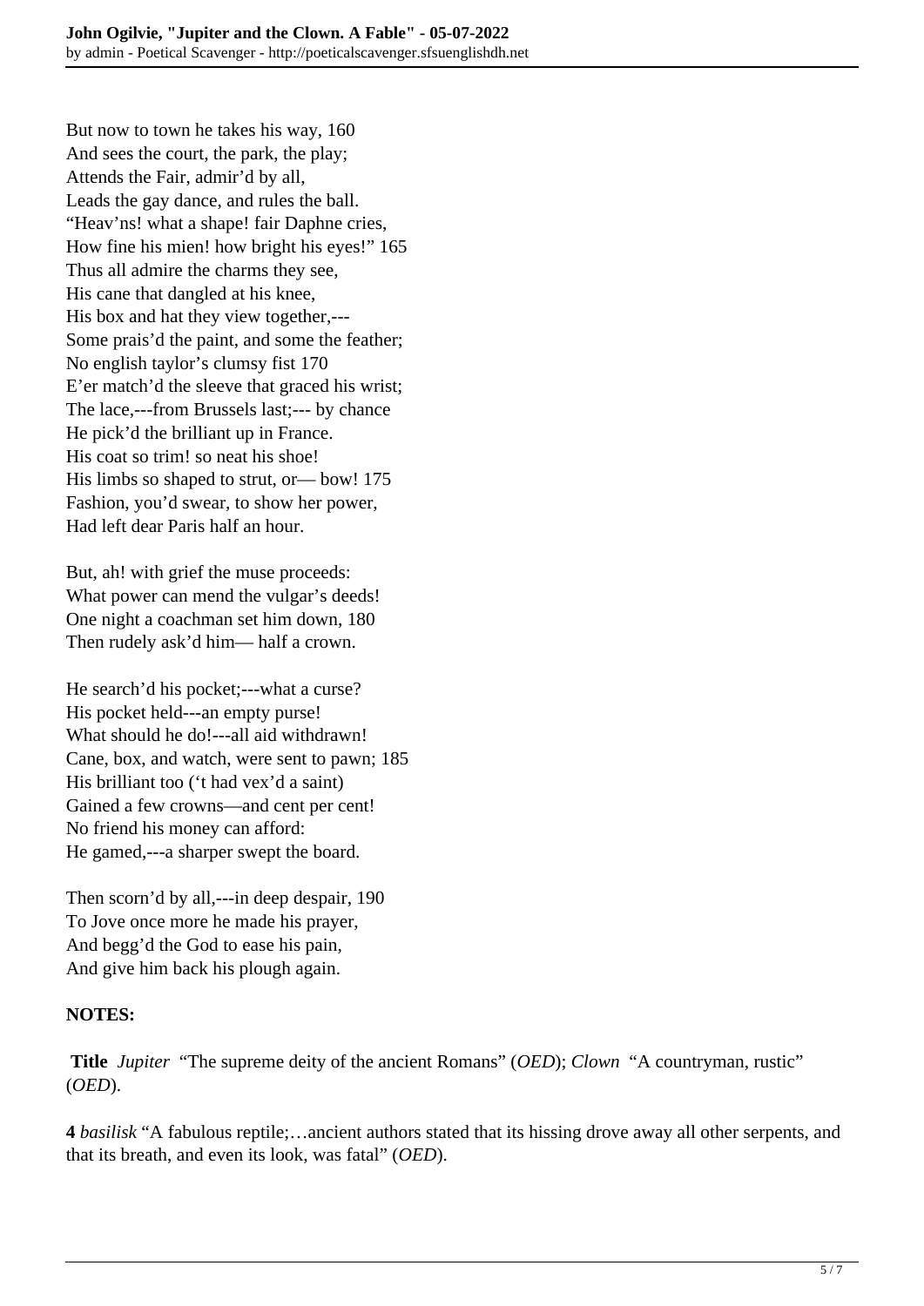But now to town he takes his way, 160
And sees the court, the park, the play;
Attends the Fair, admir'd by all,
Leads the gay dance, and rules the ball.
"Heav'ns! what a shape! fair Daphne cries,
How fine his mien! how bright his eyes!" 165
Thus all admire the charms they see,
His cane that dangled at his knee,
His box and hat they view together,---
Some prais'd the paint, and some the feather;
No english taylor's clumsy fist 170
E'er match'd the sleeve that graced his wrist;
The lace,---from Brussels last;--- by chance
He pick'd the brilliant up in France.
His coat so trim! so neat his shoe!
His limbs so shaped to strut, or— bow! 175
Fashion, you'd swear, to show her power,
Had left dear Paris half an hour.

But, ah! with grief the muse proceeds:
What power can mend the vulgar's deeds!
One night a coachman set him down, 180
Then rudely ask'd him— half a crown.

He search'd his pocket;---what a curse?
His pocket held---an empty purse!
What should he do!---all aid withdrawn!
Cane, box, and watch, were sent to pawn; 185
His brilliant too ('t had vex'd a saint)
Gained a few crowns—and cent per cent!
No friend his money can afford:
He gamed,---a sharper swept the board.

Then scorn'd by all,---in deep despair, 190
To Jove once more he made his prayer,
And begg'd the God to ease his pain,
And give him back his plough again.

**NOTES:**

**Title** *Jupiter* "The supreme deity of the ancient Romans" (*OED*); *Clown* "A countryman, rustic" (*OED*).

**4** *basilisk* "A fabulous reptile;…ancient authors stated that its hissing drove away all other serpents, and that its breath, and even its look, was fatal" (*OED*).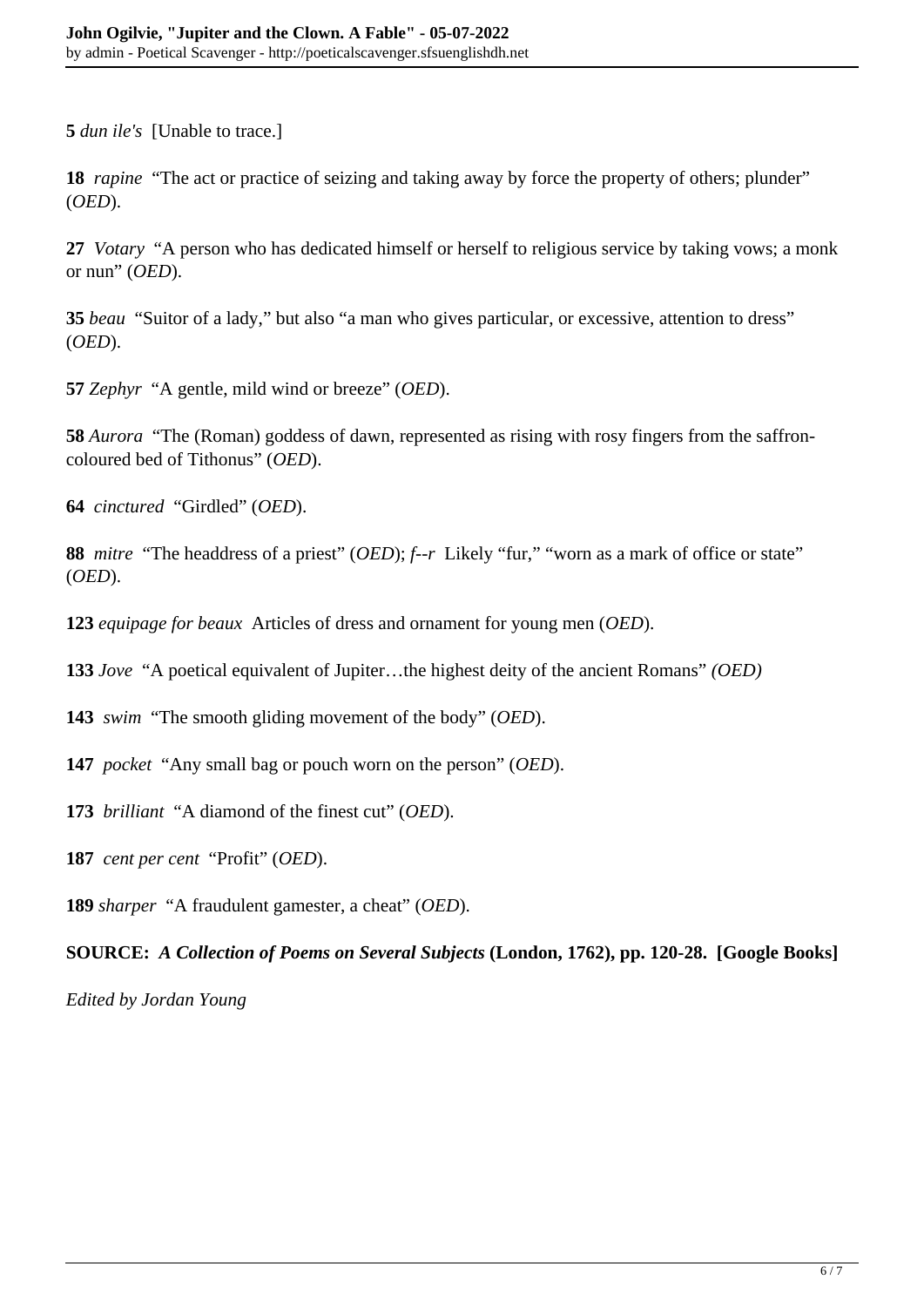**5** *dun ile's* [Unable to trace.]

**18** *rapine* "The act or practice of seizing and taking away by force the property of others; plunder" (*OED*).

**27** *Votary* "A person who has dedicated himself or herself to religious service by taking vows; a monk or nun" (*OED*).

**35** *beau* "Suitor of a lady," but also "a man who gives particular, or excessive, attention to dress" (*OED*).

**57** *Zephyr* "A gentle, mild wind or breeze" (*OED*).

**58** *Aurora* "The (Roman) goddess of dawn, represented as rising with rosy fingers from the saffron-coloured bed of Tithonus" (*OED*).

**64** *cinctured* "Girdled" (*OED*).

**88** *mitre* "The headdress of a priest" (*OED*); *f--r* Likely "fur," "worn as a mark of office or state" (*OED*).

**123** *equipage for beaux* Articles of dress and ornament for young men (*OED*).

**133** *Jove* "A poetical equivalent of Jupiter…the highest deity of the ancient Romans" *(OED)*

**143** *swim* "The smooth gliding movement of the body" (*OED*).

**147** *pocket* "Any small bag or pouch worn on the person" (*OED*).

**173** *brilliant* "A diamond of the finest cut" (*OED*).

**187** *cent per cent* "Profit" (*OED*).

**189** *sharper* "A fraudulent gamester, a cheat" (*OED*).

**SOURCE:** ***A Collection of Poems on Several Subjects*** **(London, 1762), pp. 120-28. [Google Books]**

*Edited by Jordan Young*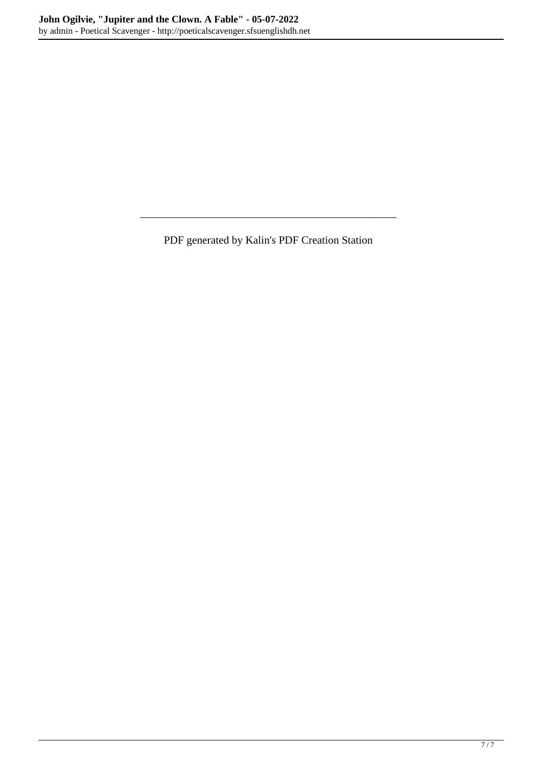_______________________________________________

PDF generated by Kalin's PDF Creation Station